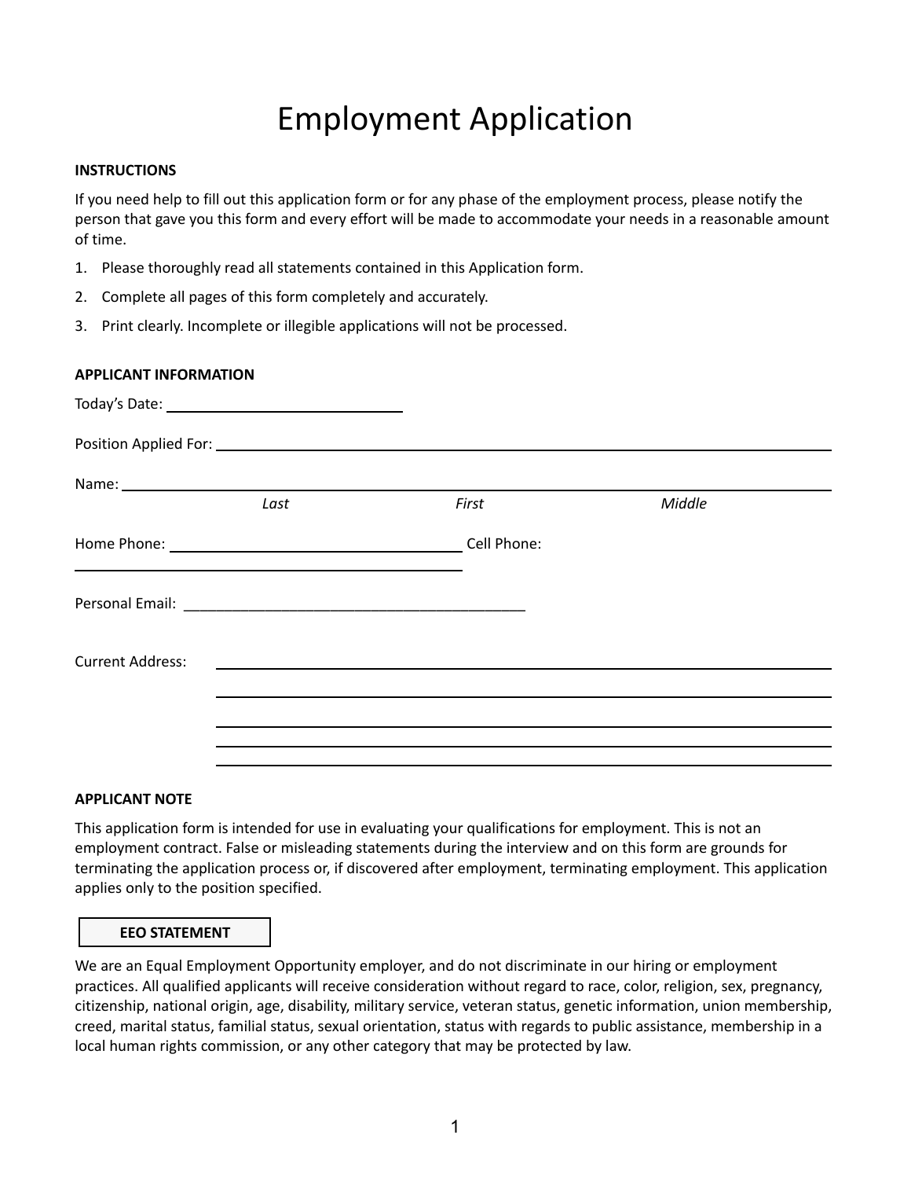# Employment Application

**INSTRUCTIONS**

If you need help to fill out this application form or for any phase of the employment process, please notify the person that gave you this form and every effort will be made to accommodate your needs in a reasonable amount of time.

1. Please thoroughly read all statements contained in this Application form.
2. Complete all pages of this form completely and accurately.
3. Print clearly. Incomplete or illegible applications will not be processed.

**APPLICANT INFORMATION**

Today's Date: ______________________

Position Applied For: ____________________________________________________________

Name: __________________________________________________________________
*Last* *First* *Middle*

Home Phone: ____________________________ Cell Phone: ____________________________

Personal Email: ___________________________________________

Current Address: ____________________________________________________________

____________________________________________________________

____________________________________________________________

____________________________________________________________

____________________________________________________________

**APPLICANT NOTE**

This application form is intended for use in evaluating your qualifications for employment. This is not an employment contract. False or misleading statements during the interview and on this form are grounds for terminating the application process or, if discovered after employment, terminating employment. This application applies only to the position specified.

**EEO STATEMENT**

We are an Equal Employment Opportunity employer, and do not discriminate in our hiring or employment practices. All qualified applicants will receive consideration without regard to race, color, religion, sex, pregnancy, citizenship, national origin, age, disability, military service, veteran status, genetic information, union membership, creed, marital status, familial status, sexual orientation, status with regards to public assistance, membership in a local human rights commission, or any other category that may be protected by law.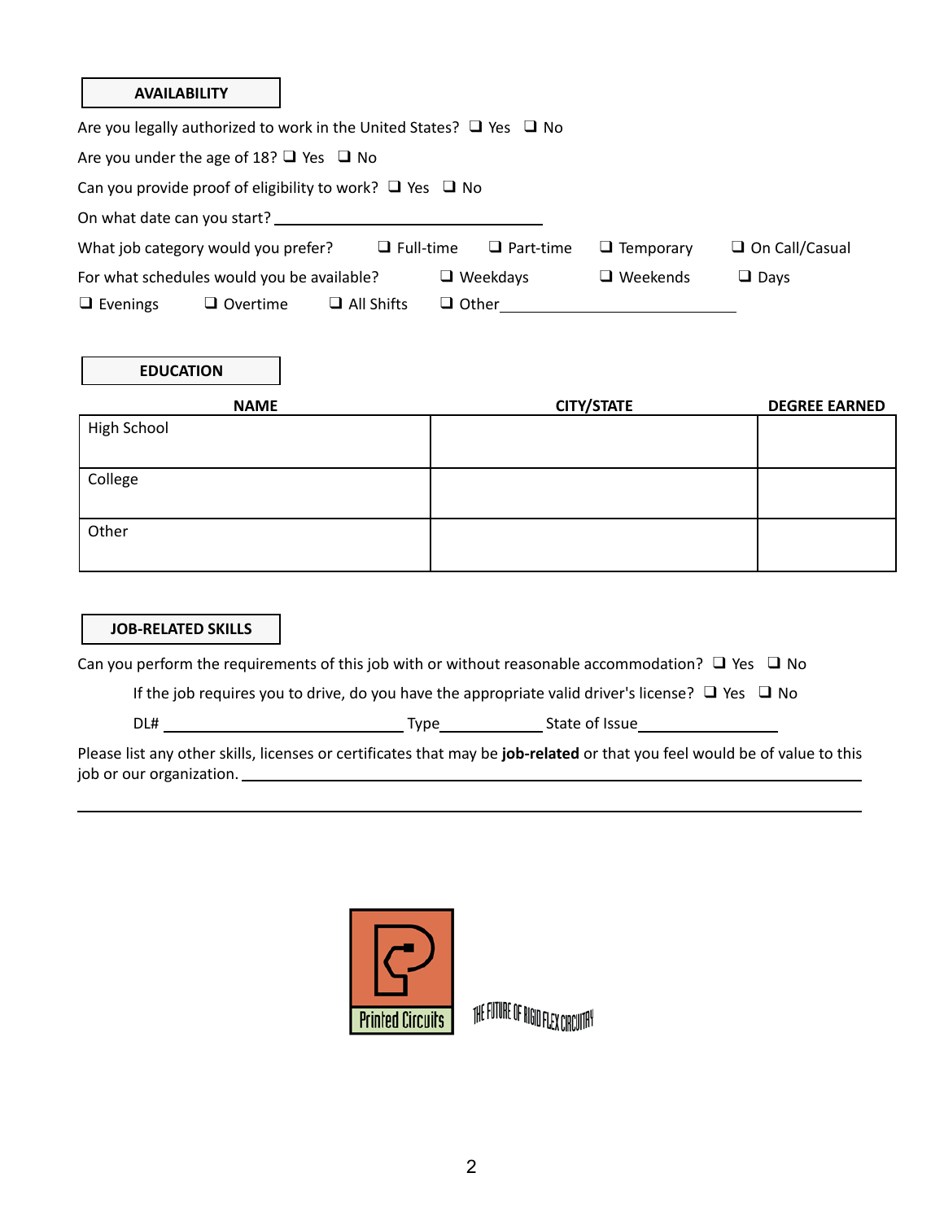## AVAILABILITY

Are you legally authorized to work in the United States? ❑ Yes ❑ No

Are you under the age of 18? ❑ Yes ❑ No

Can you provide proof of eligibility to work? ❑ Yes ❑ No

On what date can you start? ______________________________

What job category would you prefer? ❑ Full-time ❑ Part-time ❑ Temporary ❑ On Call/Casual

For what schedules would you be available? ❑ Weekdays ❑ Weekends ❑ Days ❑ Evenings ❑ Overtime ❑ All Shifts ❑ Other ______________________________

## EDUCATION

| NAME | CITY/STATE | DEGREE EARNED |
|---|---|---|
| High School | | |
| College | | |
| Other | | |

## JOB-RELATED SKILLS

Can you perform the requirements of this job with or without reasonable accommodation? ❑ Yes ❑ No

If the job requires you to drive, do you have the appropriate valid driver's license? ❑ Yes ❑ No

DL# ______________________________ Type______________ State of Issue__________________

Please list any other skills, licenses or certificates that may be **job-related** or that you feel would be of value to this job or our organization. ________________________________________________________________________________

________________________________________________________________________________

Printed Circuits

THE FUTURE OF RIGID FLEX CIRCUITRY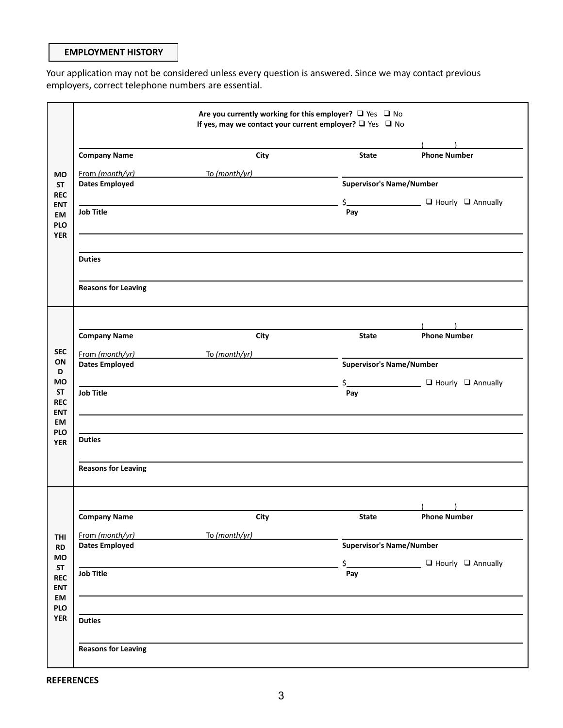## EMPLOYMENT HISTORY

Your application may not be considered unless every question is answered. Since we may contact previous employers, correct telephone numbers are essential.

### MOST RECENT EMPLOYER

**Are you currently working for this employer?** ❑ Yes ❑ No
**If yes, may we contact your current employer?** ❑ Yes ❑ No

| **Company Name** | **City** | **State** | ( ) **Phone Number** |
|---|---|---|---|

From *(month/yr)* To *(month/yr)*
**Dates Employed**

**Supervisor's Name/Number**

**Job Title**

$ ❑ Hourly ❑ Annually
**Pay**

**Duties**

**Reasons for Leaving**

### SECOND MOST RECENT EMPLOYER

| **Company Name** | **City** | **State** | ( ) **Phone Number** |
|---|---|---|---|

From *(month/yr)* To *(month/yr)*
**Dates Employed**

**Supervisor's Name/Number**

**Job Title**

$ ❑ Hourly ❑ Annually
**Pay**

**Duties**

**Reasons for Leaving**

### THIRD MOST RECENT EMPLOYER

| **Company Name** | **City** | **State** | ( ) **Phone Number** |
|---|---|---|---|

From *(month/yr)* To *(month/yr)*
**Dates Employed**

**Supervisor's Name/Number**

**Job Title**

$ ❑ Hourly ❑ Annually
**Pay**

**Duties**

**Reasons for Leaving**

**REFERENCES**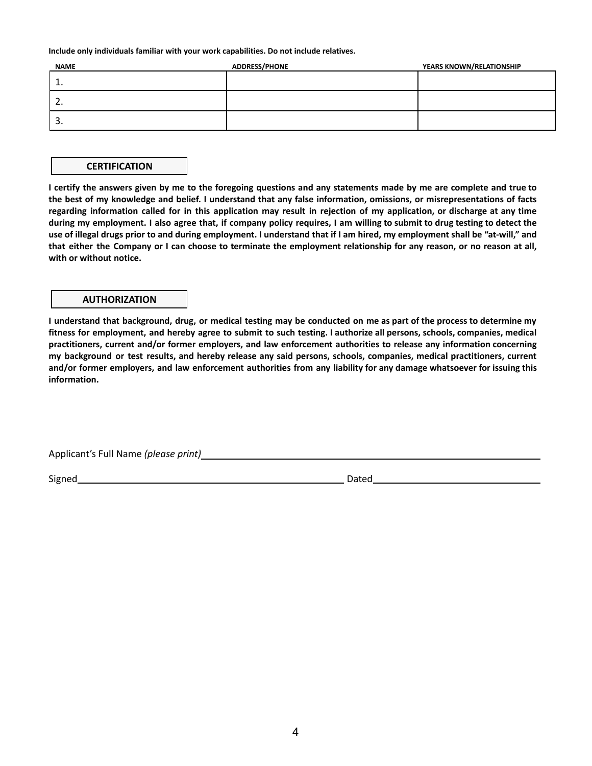**Include only individuals familiar with your work capabilities. Do not include relatives.**

| NAME | ADDRESS/PHONE | YEARS KNOWN/RELATIONSHIP |
|---|---|---|
| 1. | | |
| 2. | | |
| 3. | | |

## CERTIFICATION

**I certify the answers given by me to the foregoing questions and any statements made by me are complete and true to the best of my knowledge and belief. I understand that any false information, omissions, or misrepresentations of facts regarding information called for in this application may result in rejection of my application, or discharge at any time during my employment. I also agree that, if company policy requires, I am willing to submit to drug testing to detect the use of illegal drugs prior to and during employment. I understand that if I am hired, my employment shall be "at-will," and that either the Company or I can choose to terminate the employment relationship for any reason, or no reason at all, with or without notice.**

## AUTHORIZATION

**I understand that background, drug, or medical testing may be conducted on me as part of the process to determine my fitness for employment, and hereby agree to submit to such testing. I authorize all persons, schools, companies, medical practitioners, current and/or former employers, and law enforcement authorities to release any information concerning my background or test results, and hereby release any said persons, schools, companies, medical practitioners, current and/or former employers, and law enforcement authorities from any liability for any damage whatsoever for issuing this information.**

Applicant's Full Name *(please print)* ____________________________________________

Signed ______________________________________ Dated ________________________